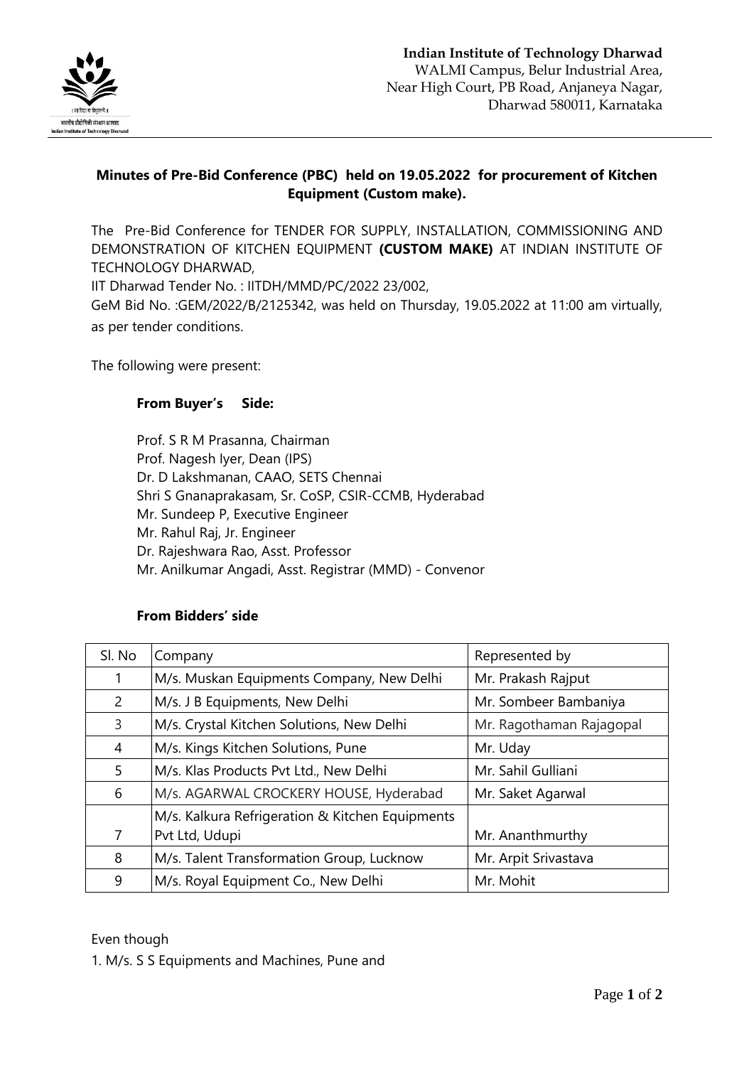**Indian Institute of Technology Dharwad**
WALMI Campus, Belur Industrial Area,
Near High Court, PB Road, Anjaneya Nagar,
Dharwad 580011, Karnataka

## Minutes of Pre-Bid Conference (PBC) held on 19.05.2022 for procurement of Kitchen Equipment (Custom make).

The Pre-Bid Conference for TENDER FOR SUPPLY, INSTALLATION, COMMISSIONING AND DEMONSTRATION OF KITCHEN EQUIPMENT **(CUSTOM MAKE)** AT INDIAN INSTITUTE OF TECHNOLOGY DHARWAD,

IIT Dharwad Tender No. : IITDH/MMD/PC/2022 23/002,

GeM Bid No. :GEM/2022/B/2125342, was held on Thursday, 19.05.2022 at 11:00 am virtually, as per tender conditions.

The following were present:

**From Buyer's Side:**

Prof. S R M Prasanna, Chairman
Prof. Nagesh Iyer, Dean (IPS)
Dr. D Lakshmanan, CAAO, SETS Chennai
Shri S Gnanaprakasam, Sr. CoSP, CSIR-CCMB, Hyderabad
Mr. Sundeep P, Executive Engineer
Mr. Rahul Raj, Jr. Engineer
Dr. Rajeshwara Rao, Asst. Professor
Mr. Anilkumar Angadi, Asst. Registrar (MMD) - Convenor

**From Bidders' side**

| Sl. No | Company | Represented by |
|---|---|---|
| 1 | M/s. Muskan Equipments Company, New Delhi | Mr. Prakash Rajput |
| 2 | M/s. J B Equipments, New Delhi | Mr. Sombeer Bambaniya |
| 3 | M/s. Crystal Kitchen Solutions, New Delhi | Mr. Ragothaman Rajagopal |
| 4 | M/s. Kings Kitchen Solutions, Pune | Mr. Uday |
| 5 | M/s. Klas Products Pvt Ltd., New Delhi | Mr. Sahil Gulliani |
| 6 | M/s. AGARWAL CROCKERY HOUSE, Hyderabad | Mr. Saket Agarwal |
| 7 | M/s. Kalkura Refrigeration & Kitchen Equipments Pvt Ltd, Udupi | Mr. Ananthmurthy |
| 8 | M/s. Talent Transformation Group, Lucknow | Mr. Arpit Srivastava |
| 9 | M/s. Royal Equipment Co., New Delhi | Mr. Mohit |

Even though

1. M/s. S S Equipments and Machines, Pune and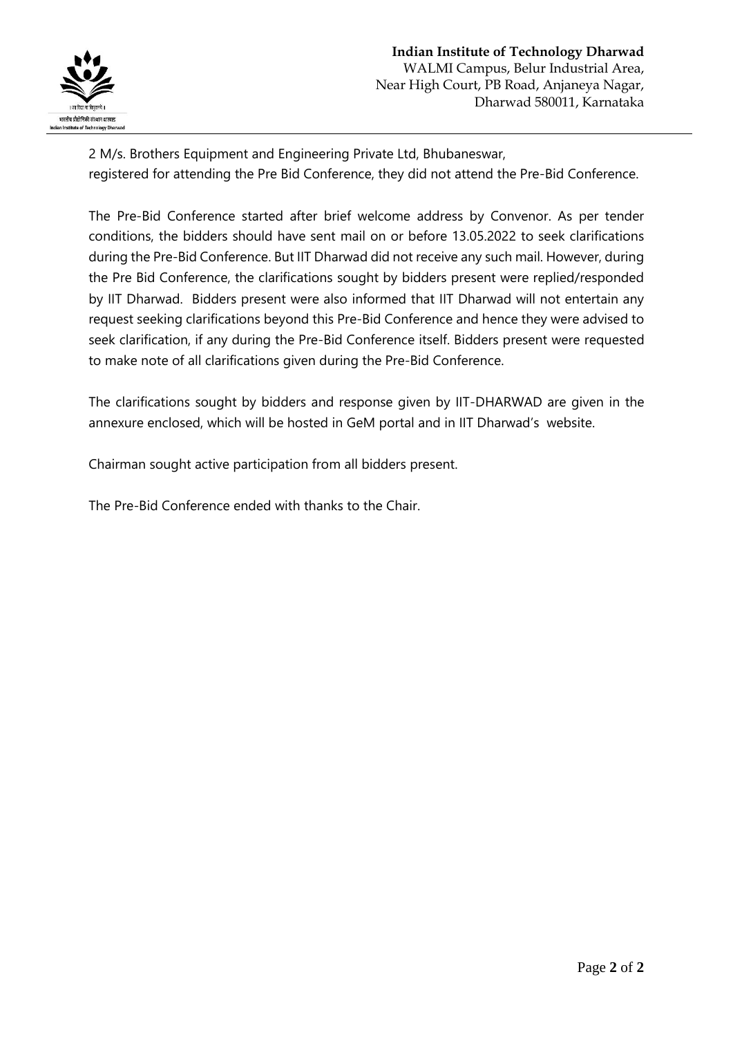2 M/s. Brothers Equipment and Engineering Private Ltd, Bhubaneswar,
registered for attending the Pre Bid Conference, they did not attend the Pre-Bid Conference.

The Pre-Bid Conference started after brief welcome address by Convenor. As per tender conditions, the bidders should have sent mail on or before 13.05.2022 to seek clarifications during the Pre-Bid Conference. But IIT Dharwad did not receive any such mail. However, during the Pre Bid Conference, the clarifications sought by bidders present were replied/responded by IIT Dharwad. Bidders present were also informed that IIT Dharwad will not entertain any request seeking clarifications beyond this Pre-Bid Conference and hence they were advised to seek clarification, if any during the Pre-Bid Conference itself. Bidders present were requested to make note of all clarifications given during the Pre-Bid Conference.

The clarifications sought by bidders and response given by IIT-DHARWAD are given in the annexure enclosed, which will be hosted in GeM portal and in IIT Dharwad's website.

Chairman sought active participation from all bidders present.

The Pre-Bid Conference ended with thanks to the Chair.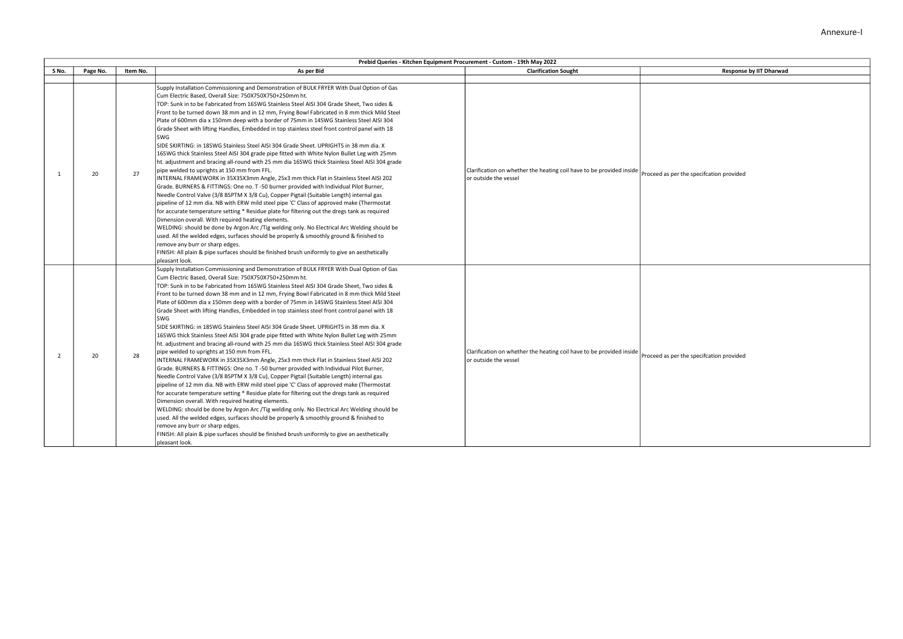Annexure-I

| Prebid Queries - Kitchen Equipment Procurement - Custom - 19th May 2022 | | | | | |
|---|---|---|---|---|---|
| **S No.** | **Page No.** | **Item No.** | **As per Bid** | **Clarification Sought** | **Response by IIT Dharwad** |
| | | | | | |
| 1 | 20 | 27 | Supply Installation Commissioning and Demonstration of BULK FRYER With Dual Option of Gas Cum Electric Based, Overall Size: 750X750X750+250mm ht.<br>TOP: Sunk in to be Fabricated from 16SWG Stainless Steel AISI 304 Grade Sheet, Two sides & Front to be turned down 38 mm and in 12 mm, Frying Bowl Fabricated in 8 mm thick Mild Steel Plate of 600mm dia x 150mm deep with a border of 75mm in 14SWG Stainless Steel AISI 304 Grade Sheet with lifting Handles, Embedded in top stainless steel front control panel with 18 SWG<br>SIDE SKIRTING: in 18SWG Stainless Steel AISI 304 Grade Sheet. UPRIGHTS in 38 mm dia. X 16SWG thick Stainless Steel AISI 304 grade pipe fitted with White Nylon Bullet Leg with 25mm ht. adjustment and bracing all-round with 25 mm dia 16SWG thick Stainless Steel AISI 304 grade pipe welded to uprights at 150 mm from FFL.<br>INTERNAL FRAMEWORK in 35X35X3mm Angle, 25x3 mm thick Flat in Stainless Steel AISI 202 Grade. BURNERS & FITTINGS: One no. T -50 burner provided with Individual Pilot Burner, Needle Control Valve (3/8 BSPTM X 3/8 Cu), Copper Pigtail (Suitable Length) internal gas pipeline of 12 mm dia. NB with ERW mild steel pipe 'C' Class of approved make (Thermostat for accurate temperature setting * Residue plate for filtering out the dregs tank as required Dimension overall. With required heating elements.<br>WELDING: should be done by Argon Arc /Tig welding only. No Electrical Arc Welding should be used. All the welded edges, surfaces should be properly & smoothly ground & finished to remove any burr or sharp edges.<br>FINISH: All plain & pipe surfaces should be finished brush uniformly to give an aesthetically pleasant look. | Clarification on whether the heating coil have to be provided inside or outside the vessel | Proceed as per the specifcation provided |
| 2 | 20 | 28 | Supply Installation Commissioning and Demonstration of BULK FRYER With Dual Option of Gas Cum Electric Based, Overall Size: 750X750X750+250mm ht.<br>TOP: Sunk in to be Fabricated from 16SWG Stainless Steel AISI 304 Grade Sheet, Two sides & Front to be turned down 38 mm and in 12 mm, Frying Bowl Fabricated in 8 mm thick Mild Steel Plate of 600mm dia x 150mm deep with a border of 75mm in 14SWG Stainless Steel AISI 304 Grade Sheet with lifting Handles, Embedded in top stainless steel front control panel with 18 SWG<br>SIDE SKIRTING: in 18SWG Stainless Steel AISI 304 Grade Sheet. UPRIGHTS in 38 mm dia. X 16SWG thick Stainless Steel AISI 304 grade pipe fitted with White Nylon Bullet Leg with 25mm ht. adjustment and bracing all-round with 25 mm dia 16SWG thick Stainless Steel AISI 304 grade pipe welded to uprights at 150 mm from FFL.<br>INTERNAL FRAMEWORK in 35X35X3mm Angle, 25x3 mm thick Flat in Stainless Steel AISI 202 Grade. BURNERS & FITTINGS: One no. T -50 burner provided with Individual Pilot Burner, Needle Control Valve (3/8 BSPTM X 3/8 Cu), Copper Pigtail (Suitable Length) internal gas pipeline of 12 mm dia. NB with ERW mild steel pipe 'C' Class of approved make (Thermostat for accurate temperature setting * Residue plate for filtering out the dregs tank as required Dimension overall. With required heating elements.<br>WELDING: should be done by Argon Arc /Tig welding only. No Electrical Arc Welding should be used. All the welded edges, surfaces should be properly & smoothly ground & finished to remove any burr or sharp edges.<br>FINISH: All plain & pipe surfaces should be finished brush uniformly to give an aesthetically pleasant look. | Clarification on whether the heating coil have to be provided inside or outside the vessel | Proceed as per the specifcation provided |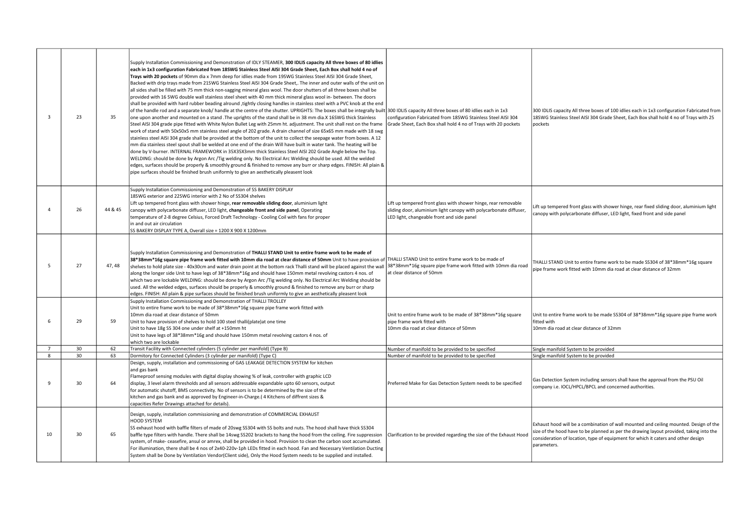| 3 | 23 | 35 | Supply Installation Commissioning and Demonstration of IDLY STEAMER, **300 IDLIS capacity All three boxes of 80 idlies each in 1x3 configuration Fabricated from 18SWG Stainless Steel AISI 304 Grade Sheet, Each Box shall hold 4 no of Trays with 20 pockets** of 90mm dia x 7mm deep for idlies made from 19SWG Stainless Steel AISI 304 Grade Sheet, Backed with drip trays made from 21SWG Stainless Steel AISI 304 Grade Sheet,. The inner and outer walls of the unit on all sides shall be filled with 75 mm thick non-sagging mineral glass wool. The door shutters of all three boxes shall be provided with 16 SWG double wall stainless steel sheet with 40 mm thick mineral glass wool in- between. The doors shall be provided with hard rubber beading alround ,tightly closing handles in stainless steel with a PVC knob at the end of the handle rod and a separate knob/ handle at the centre of the shutter. UPRIGHTS: The boxes shall be integrally built one upon another and mounted on a stand .The uprights of the stand shall be in 38 mm dia.X 16SWG thick Stainless Steel AISI 304 grade pipe fitted with White Nylon Bullet Leg with 25mm ht. adjustment. The unit shall rest on the frame work of stand with 50x50x5 mm stainless steel angle of 202 grade. A drain channel of size 65x65 mm made with 18 swg stainless steel aisi 304 grade shall be provided at the bottom of the unit to collect the seepage water from boxes. A 12 mm dia stainless steel spout shall be welded at one end of the drain Will have built in water tank. The heating will be done by V-burner. INTERNAL FRAMEWORK in 35X35X3mm thick Stainless Steel AISI 202 Grade Angle below the Top. WELDING: should be done by Argon Arc /Tig welding only. No Electrical Arc Welding should be used. All the welded edges, surfaces should be properly & smoothly ground & finished to remove any burr or sharp edges. FINISH: All plain & pipe surfaces should be finished brush uniformly to give an aesthetically pleasent look | 300 IDLIS capacity All three boxes of 80 idlies each in 1x3 configuration Fabricated from 18SWG Stainless Steel AISI 304 Grade Sheet, Each Box shall hold 4 no of Trays with 20 pockets | 300 IDLIS capacity All three boxes of 100 idlies each in 1x3 configuration Fabricated from 18SWG Stainless Steel AISI 304 Grade Sheet, Each Box shall hold 4 no of Trays with 25 pockets |
|---|---|---|---|---|---|
| 4 | 26 | 44 & 45 | Supply Installation Commissioning and Demonstration of SS BAKERY DISPLAY<br>18SWG exterior and 22SWG interior with 2 No of SS304 shelves<br>Lift up tempered front glass with shower hinge, **rear removable sliding door**, aluminium light canopy with polycarbonate diffuser, LED light, **changeable front and side panel**, Operating temperature of 2-8 degree Celsius, Forced Draft Technology - Cooling Coil with fans for proper in and out air circulation<br>SS BAKERY DISPLAY TYPE A, Overall size = 1200 X 900 X 1200mm | Lift up tempered front glass with shower hinge, rear removable sliding door, aluminium light canopy with polycarbonate diffuser, LED light, changeable front and side panel | Lift up tempered front glass with shower hinge, rear fixed sliding door, aluminium light canopy with polycarbonate diffuser, LED light, fixed front and side panel |
| 5 | 27 | 47, 48 | Supply Installation Commissioning and Demonstration of **THALLI STAND Unit to entire frame work to be made of 38*38mm*16g square pipe frame work fitted with 10mm dia road at clear distance of 50mm** Unit to have provision of shelves to hold plate size - 40x30cm and water drain point at the bottom rack Thalli stand will be placed against the wall along the longer side Unit to have legs of 38*38mm*16g and should have 150mm metal revolving castors 4 nos. of which two are lockable WELDING: should be done by Argon Arc /Tig welding only. No Electrical Arc Welding should be used. All the welded edges, surfaces should be properly & smoothly ground & finished to remove any burr or sharp edges. FINISH: All plain & pipe surfaces should be finished brush uniformly to give an aesthetically pleasent look | THALLI STAND Unit to entire frame work to be made of 38*38mm*16g square pipe frame work fitted with 10mm dia road at clear distance of 50mm | THALLI STAND Unit to entire frame work to be made SS304 of 38*38mm*16g square pipe frame work fitted with 10mm dia road at clear distance of 32mm |
| 6 | 29 | 59 | Supply Installation Commissioning and Demonstration of THALLI TROLLEY<br>Unit to entire frame work to be made of 38*38mm*16g square pipe frame work fitted with 10mm dia road at clear distance of 50mm<br>Unit to have provision of shelves to hold 100 steel thalli(plate)at one time<br>Unit to have 18g SS 304 one under shelf at +150mm ht<br>Unit to have legs of 38*38mm*16g and should have 150mm metal revolving castors 4 nos. of which two are lockable | Unit to entire frame work to be made of 38*38mm*16g square pipe frame work fitted with<br>10mm dia road at clear distance of 50mm | Unit to entire frame work to be made SS304 of 38*38mm*16g square pipe frame work fitted with<br>10mm dia road at clear distance of 32mm |
| 7 | 30 | 62 | Transit Facility with Connected cylinders (5 cylinder per manifold) (Type B) | Number of manifold to be provided to be specified | Single manifold System to be provided |
| 8 | 30 | 63 | Dormitory for Connected Cylinders (3 cylinder per manifold) (Type C) | Number of manifold to be provided to be specified | Single manifold System to be provided |
| 9 | 30 | 64 | Design, supply, installation and commissioning of GAS LEAKAGE DETECTION SYSTEM for kitchen and gas bank<br>Flameproof sensing modules with digital display showing % of leak, controller with graphic LCD display, 3 level alarm thresholds and all sensors addressable expandable upto 60 sensors, output for automatic shutoff, BMS connectivity. No of sensors is to be determined by the size of the kitchen and gas bank and as approved by Engineer-in-Charge.( 4 Kitchens of diffrent sizes & capacities Refer Drawings attached for details). | Preferred Make for Gas Detection System needs to be specified | Gas Detection System including sensors shall have the approval from the PSU Oil company i.e. IOCL/HPCL/BPCL and concerned authorities. |
| 10 | 30 | 65 | Design, supply, installation commissioning and demonstration of COMMERCIAL EXHAUST HOOD SYSTEM<br>SS exhaust hood with baffle filters of made of 20swg SS304 with SS bolts and nuts. The hood shall have thick SS304 baffle type filters with handle. There shall be 14swg SS202 brackets to hang the hood from the ceiling. Fire suppression system, of make- ceasefire, ansul or amrex, shall be provided in hood. Provision to clean the carbon soot accumulated. For illumination, there shall be 4 nos of 2x40-220v-1ph LEDs fitted in each hood. Fan and Necessary Ventilation Ducting System shall be Done by Ventilation Vendor(Client side), Only the Hood System needs to be supplied and installed. | Clarification to be provided regarding the size of the Exhaust Hood | Exhaust hood will be a combination of wall mounted and ceiling mounted. Design of the size of the hood have to be planned as per the drawing layout provided, taking into the consideration of location, type of equipment for which it caters and other design parameters. |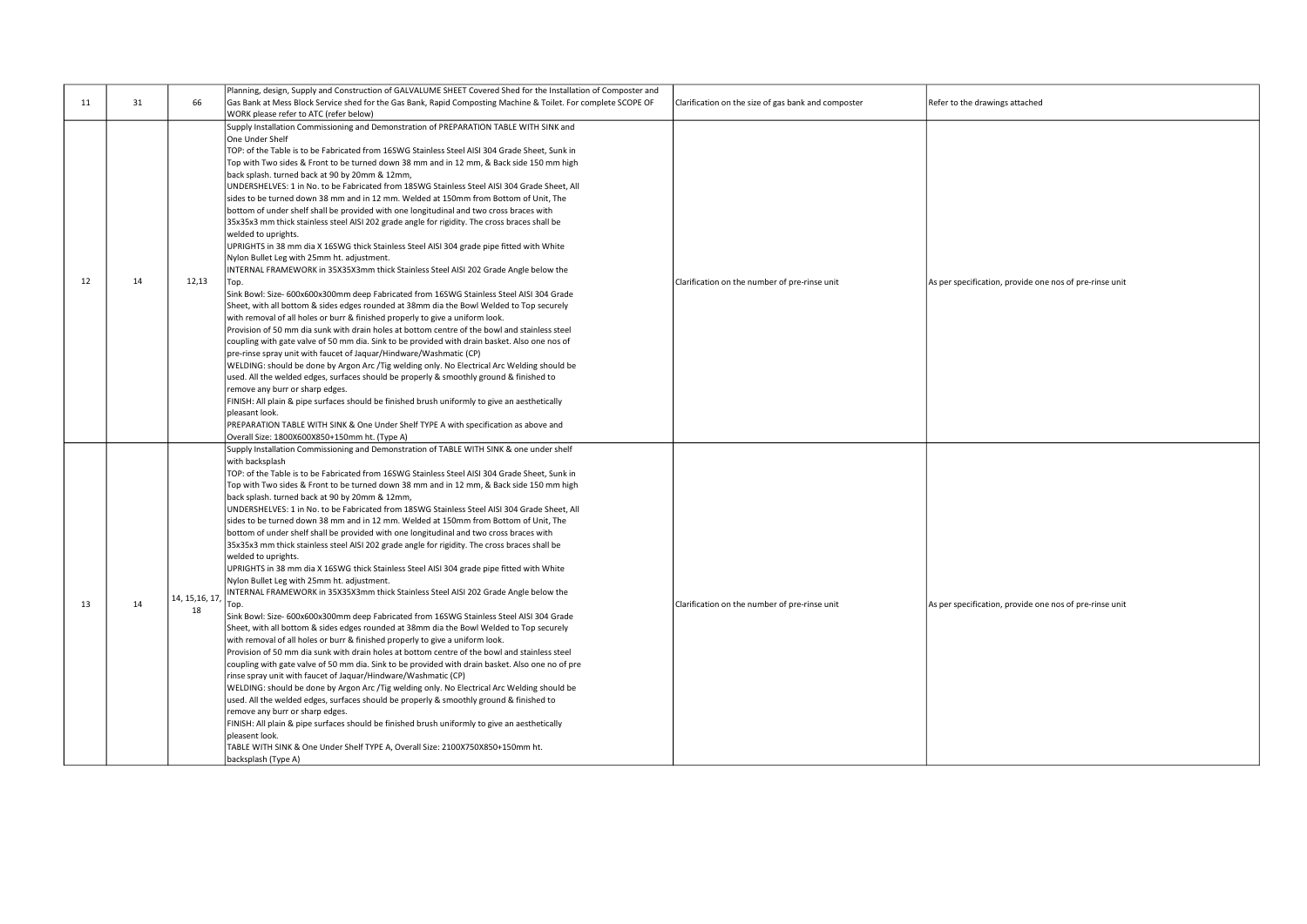| | | | | | |
|---|---|---|---|---|---|
| 11 | 31 | 66 | Planning, design, Supply and Construction of GALVALUME SHEET Covered Shed for the Installation of Composter and Gas Bank at Mess Block Service shed for the Gas Bank, Rapid Composting Machine & Toilet. For complete SCOPE OF WORK please refer to ATC (refer below) | Clarification on the size of gas bank and composter | Refer to the drawings attached |
| 12 | 14 | 12,13 | Supply Installation Commissioning and Demonstration of PREPARATION TABLE WITH SINK and One Under Shelf<br>TOP: of the Table is to be Fabricated from 16SWG Stainless Steel AISI 304 Grade Sheet, Sunk in Top with Two sides & Front to be turned down 38 mm and in 12 mm, & Back side 150 mm high back splash. turned back at 90 by 20mm & 12mm,<br>UNDERSHELVES: 1 in No. to be Fabricated from 18SWG Stainless Steel AISI 304 Grade Sheet, All sides to be turned down 38 mm and in 12 mm. Welded at 150mm from Bottom of Unit, The bottom of under shelf shall be provided with one longitudinal and two cross braces with 35x35x3 mm thick stainless steel AISI 202 grade angle for rigidity. The cross braces shall be welded to uprights.<br>UPRIGHTS in 38 mm dia X 16SWG thick Stainless Steel AISI 304 grade pipe fitted with White Nylon Bullet Leg with 25mm ht. adjustment.<br>INTERNAL FRAMEWORK in 35X35X3mm thick Stainless Steel AISI 202 Grade Angle below the Top.<br>Sink Bowl: Size- 600x600x300mm deep Fabricated from 16SWG Stainless Steel AISI 304 Grade Sheet, with all bottom & sides edges rounded at 38mm dia the Bowl Welded to Top securely with removal of all holes or burr & finished properly to give a uniform look.<br>Provision of 50 mm dia sunk with drain holes at bottom centre of the bowl and stainless steel coupling with gate valve of 50 mm dia. Sink to be provided with drain basket. Also one nos of pre-rinse spray unit with faucet of Jaquar/Hindware/Washmatic (CP)<br>WELDING: should be done by Argon Arc /Tig welding only. No Electrical Arc Welding should be used. All the welded edges, surfaces should be properly & smoothly ground & finished to remove any burr or sharp edges.<br>FINISH: All plain & pipe surfaces should be finished brush uniformly to give an aesthetically pleasant look.<br>PREPARATION TABLE WITH SINK & One Under Shelf TYPE A with specification as above and Overall Size: 1800X600X850+150mm ht. (Type A) | Clarification on the number of pre-rinse unit | As per specification, provide one nos of pre-rinse unit |
| 13 | 14 | 14, 15,16, 17, 18 | Supply Installation Commissioning and Demonstration of TABLE WITH SINK & one under shelf with backsplash<br>TOP: of the Table is to be Fabricated from 16SWG Stainless Steel AISI 304 Grade Sheet, Sunk in Top with Two sides & Front to be turned down 38 mm and in 12 mm, & Back side 150 mm high back splash. turned back at 90 by 20mm & 12mm,<br>UNDERSHELVES: 1 in No. to be Fabricated from 18SWG Stainless Steel AISI 304 Grade Sheet, All sides to be turned down 38 mm and in 12 mm. Welded at 150mm from Bottom of Unit, The bottom of under shelf shall be provided with one longitudinal and two cross braces with 35x35x3 mm thick stainless steel AISI 202 grade angle for rigidity. The cross braces shall be welded to uprights.<br>UPRIGHTS in 38 mm dia X 16SWG thick Stainless Steel AISI 304 grade pipe fitted with White Nylon Bullet Leg with 25mm ht. adjustment.<br>INTERNAL FRAMEWORK in 35X35X3mm thick Stainless Steel AISI 202 Grade Angle below the Top.<br>Sink Bowl: Size- 600x600x300mm deep Fabricated from 16SWG Stainless Steel AISI 304 Grade Sheet, with all bottom & sides edges rounded at 38mm dia the Bowl Welded to Top securely with removal of all holes or burr & finished properly to give a uniform look.<br>Provision of 50 mm dia sunk with drain holes at bottom centre of the bowl and stainless steel coupling with gate valve of 50 mm dia. Sink to be provided with drain basket. Also one no of pre rinse spray unit with faucet of Jaquar/Hindware/Washmatic (CP)<br>WELDING: should be done by Argon Arc /Tig welding only. No Electrical Arc Welding should be used. All the welded edges, surfaces should be properly & smoothly ground & finished to remove any burr or sharp edges.<br>FINISH: All plain & pipe surfaces should be finished brush uniformly to give an aesthetically pleasent look.<br>TABLE WITH SINK & One Under Shelf TYPE A, Overall Size: 2100X750X850+150mm ht. backsplash (Type A) | Clarification on the number of pre-rinse unit | As per specification, provide one nos of pre-rinse unit |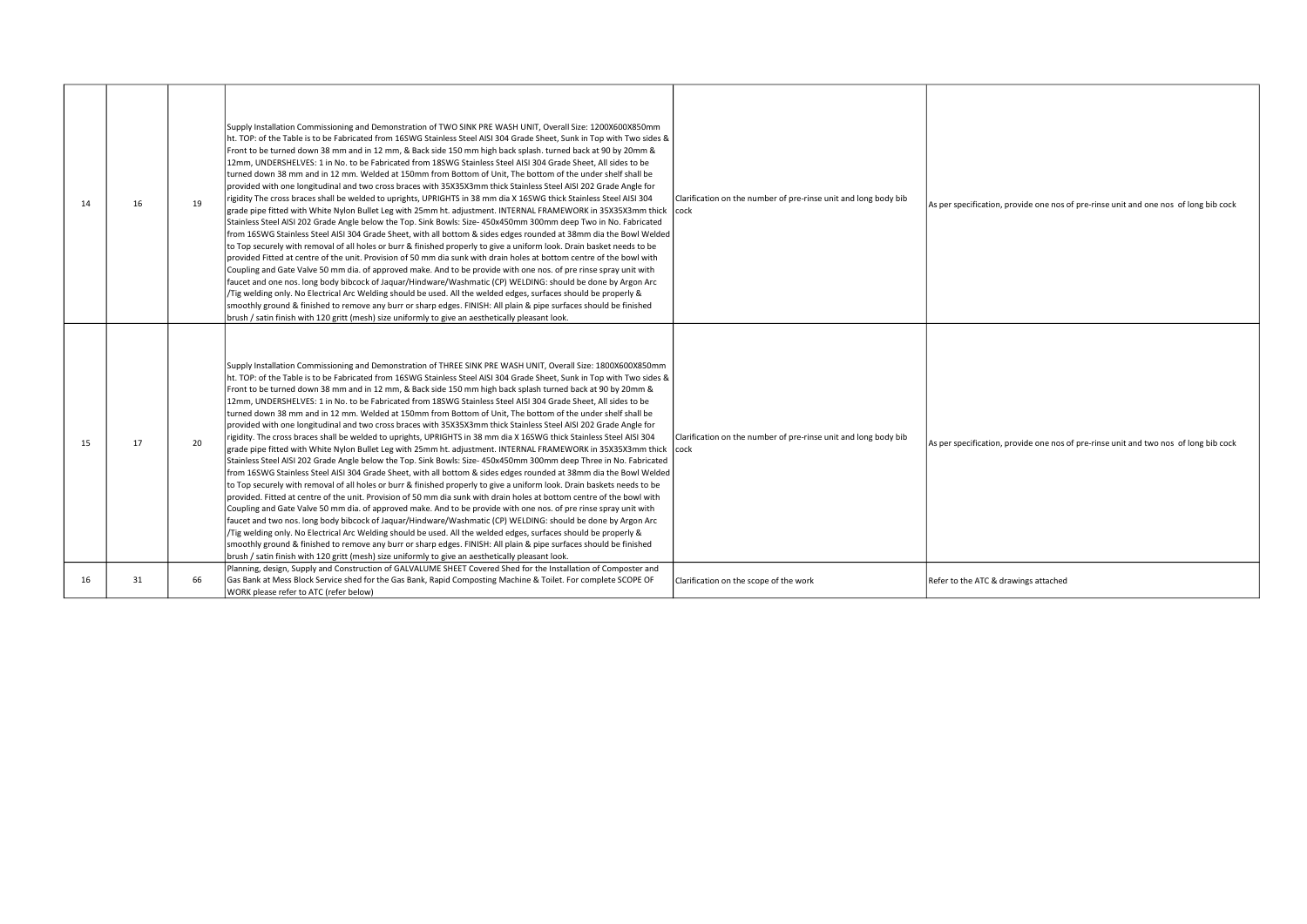| | | | | | |
|---|---|---|---|---|---|
| 14 | 16 | 19 | Supply Installation Commissioning and Demonstration of TWO SINK PRE WASH UNIT, Overall Size: 1200X600X850mm ht. TOP: of the Table is to be Fabricated from 16SWG Stainless Steel AISI 304 Grade Sheet, Sunk in Top with Two sides & Front to be turned down 38 mm and in 12 mm, & Back side 150 mm high back splash. turned back at 90 by 20mm & 12mm, UNDERSHELVES: 1 in No. to be Fabricated from 18SWG Stainless Steel AISI 304 Grade Sheet, All sides to be turned down 38 mm and in 12 mm. Welded at 150mm from Bottom of Unit, The bottom of the under shelf shall be provided with one longitudinal and two cross braces with 35X35X3mm thick Stainless Steel AISI 202 Grade Angle for rigidity The cross braces shall be welded to uprights, UPRIGHTS in 38 mm dia X 16SWG thick Stainless Steel AISI 304 grade pipe fitted with White Nylon Bullet Leg with 25mm ht. adjustment. INTERNAL FRAMEWORK in 35X35X3mm thick Stainless Steel AISI 202 Grade Angle below the Top. Sink Bowls: Size- 450x450mm 300mm deep Two in No. Fabricated from 16SWG Stainless Steel AISI 304 Grade Sheet, with all bottom & sides edges rounded at 38mm dia the Bowl Welded to Top securely with removal of all holes or burr & finished properly to give a uniform look. Drain basket needs to be provided Fitted at centre of the unit. Provision of 50 mm dia sunk with drain holes at bottom centre of the bowl with Coupling and Gate Valve 50 mm dia. of approved make. And to be provide with one nos. of pre rinse spray unit with faucet and one nos. long body bibcock of Jaquar/Hindware/Washmatic (CP) WELDING: should be done by Argon Arc /Tig welding only. No Electrical Arc Welding should be used. All the welded edges, surfaces should be properly & smoothly ground & finished to remove any burr or sharp edges. FINISH: All plain & pipe surfaces should be finished brush / satin finish with 120 gritt (mesh) size uniformly to give an aesthetically pleasant look. | Clarification on the number of pre-rinse unit and long body bib cock | As per specification, provide one nos of pre-rinse unit and one nos of long bib cock |
| 15 | 17 | 20 | Supply Installation Commissioning and Demonstration of THREE SINK PRE WASH UNIT, Overall Size: 1800X600X850mm ht. TOP: of the Table is to be Fabricated from 16SWG Stainless Steel AISI 304 Grade Sheet, Sunk in Top with Two sides & Front to be turned down 38 mm and in 12 mm, & Back side 150 mm high back splash turned back at 90 by 20mm & 12mm, UNDERSHELVES: 1 in No. to be Fabricated from 18SWG Stainless Steel AISI 304 Grade Sheet, All sides to be turned down 38 mm and in 12 mm. Welded at 150mm from Bottom of Unit, The bottom of the under shelf shall be provided with one longitudinal and two cross braces with 35X35X3mm thick Stainless Steel AISI 202 Grade Angle for rigidity. The cross braces shall be welded to uprights, UPRIGHTS in 38 mm dia X 16SWG thick Stainless Steel AISI 304 grade pipe fitted with White Nylon Bullet Leg with 25mm ht. adjustment. INTERNAL FRAMEWORK in 35X35X3mm thick Stainless Steel AISI 202 Grade Angle below the Top. Sink Bowls: Size- 450x450mm 300mm deep Three in No. Fabricated from 16SWG Stainless Steel AISI 304 Grade Sheet, with all bottom & sides edges rounded at 38mm dia the Bowl Welded to Top securely with removal of all holes or burr & finished properly to give a uniform look. Drain baskets needs to be provided. Fitted at centre of the unit. Provision of 50 mm dia sunk with drain holes at bottom centre of the bowl with Coupling and Gate Valve 50 mm dia. of approved make. And to be provide with one nos. of pre rinse spray unit with faucet and two nos. long body bibcock of Jaquar/Hindware/Washmatic (CP) WELDING: should be done by Argon Arc /Tig welding only. No Electrical Arc Welding should be used. All the welded edges, surfaces should be properly & smoothly ground & finished to remove any burr or sharp edges. FINISH: All plain & pipe surfaces should be finished brush / satin finish with 120 gritt (mesh) size uniformly to give an aesthetically pleasant look. | Clarification on the number of pre-rinse unit and long body bib cock | As per specification, provide one nos of pre-rinse unit and two nos of long bib cock |
| 16 | 31 | 66 | Planning, design, Supply and Construction of GALVALUME SHEET Covered Shed for the Installation of Composter and Gas Bank at Mess Block Service shed for the Gas Bank, Rapid Composting Machine & Toilet. For complete SCOPE OF WORK please refer to ATC (refer below) | Clarification on the scope of the work | Refer to the ATC & drawings attached |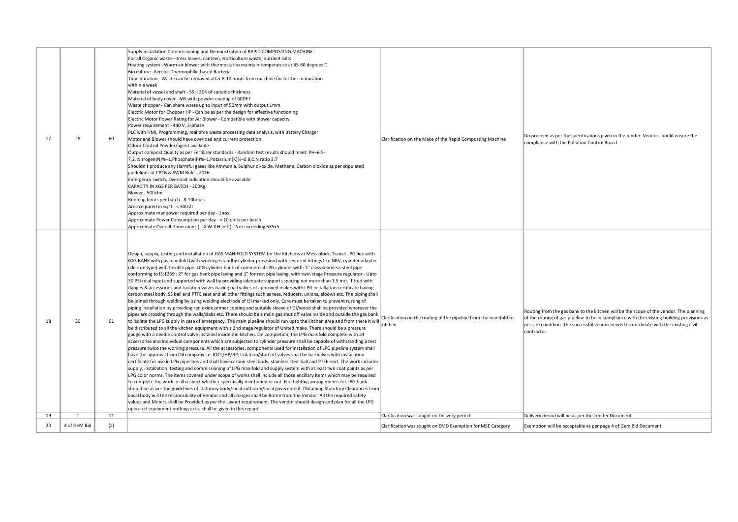| | | | | | |
|---|---|---|---|---|---|
| 17 | 29 | 60 | Supply Installation Commissioning and Demonstration of RAPID COMPOSTING MACHINE<br>For all Organic waste – tress leaves, canteen, Horticulture waste, nutrient salts<br>Heating system - Warm air blower with thermostat to maintain temperature at 45-60 degrees C<br>Bio culture -Aerobic Thermophilic-based Bacteria<br>Time duration - Waste can be removed after 8-10 hours from machine for further maturation within a week<br>Material of vessel and shaft - SS – 304 of suitable thickness<br>Material of body cover - MS with powder coating of 60DFT<br>Waste chopper - Can share waste up to input of 50mm with output 1mm<br>Electric Motor for Chopper HP - Can be as per the design for effective functioning<br>Electric Motor Power Rating for Air Blower - Compatible with blower capacity<br>Power requirement - 440 V, 3-phase<br>PLC with HMI, Programming, real time waste processing data analysis, with Battery Charger<br>Motor and Blower should have overload and current protection<br>Odour Control Powder/agent available<br>Output compost Quality as per Fertilizer standards - Random test results should meet: PH–6.5-7.2, Nitrogen(N)%–1,Phosphate(P)%–1,Potassium(K)%–0.8,C:N ratio 3:7<br>Shouldn't produce any Harmful gases like Ammonia, Sulphur di-oxide, Methane, Carbon dioxide as per stipulated guidelines of CPCB & SWM Rules, 2016<br>Emergency switch, Overload indication should be available<br>CAPACITY IN KGS PER BATCH - 200Kg<br>Blower - 500cfm<br>Running hours per batch - 8-10hours<br>Area required in sq ft - < 300sft<br>Approximate manpower required per day - 1nos<br>Approximate Power Consumption per day - < 10 units per batch<br>Approximate Overall Dimensions ( L X W X H in ft) - Not exceeding 5X5x5 | Clarification on the Make of the Rapid Composting Machine | Do proceed as per the specifications given in the tender. Vendor should ensure the compliance with the Pollution Control Board. |
| 18 | 30 | 61 | Design, supply, testing and installation of GAS MANIFOLD SYSTEM for the Kitchens at Mess block, Transit LPG line with GAS BANK with gas manifold (with working+standby cylinder provision) with required fittings like NRV, cylinder adapter (click on type) with flexible pipe. LPG cylinder bank of commercial LPG cylinder with: 'C' class seamless steel pipe conforming to IS:1239 : 2" for gas bank pipe laying and 1" for rest pipe laying, with twin stage Pressure regulator - Upto 30 PSI (dial type) and supported with wall by providing adequate supports spacing not more than 1.5 mtr., fitted with flanges & accessories and isolation valves having ball valves of approved makes with LPG installation certificate having carbon steel body, SS ball and PTFE seat and all other fittings such as tees, reducers, unions, elbows etc. The piping shall be joined through welding by using welding electrode of ISI marked only. Care must be taken to prevent rusting of piping installation by providing red oxide primer coating and suitable sleeve of GI/wood shall be provided wherever the pipes are crossing through the walls/slabs etc. There should be a main gas shut off valve inside and outside the gas bank to isolate the LPG supply in case of emergency. The main pipeline should run upto the kitchen area and from there it will be distributed to all the kitchen equipment with a 2nd stage regulator of United make. There should be a pressure gauge with a needle control valve installed inside the kitchen. On completion, the LPG manifold complete with all accessories and individual components which are subjected to cylinder pressure shall be capable of withstanding a test pressure twice the working pressure. All the accessories, components used for installation of LPG pipeline system shall have the approval from Oil company i.e. IOCL/HP/BP. Isolation/shut off valves shall be ball valves with installation certificate for use in LPG pipelines and shall have carbon steel body, stainless steel ball and PTFE seat. The work includes supply, installation, testing and commissioning of LPG manifold and supply system with at least two coat paints as per LPG color norms. The items covered under scope of works shall include all those ancillary items which may be required to complete the work in all respect whether specifically mentioned or not. Fire fighting arrangements for LPG bank should be as per the guidelines of statutory body/local authority/local government. Obtaining Statutory Clearances from Local body will the responsibility of Vendor and all charges shall be Borne from the Vendor. All the required safety values and Meters shall be Provided as per the Layout requirement. The vendor should design and plan for all the LPG operated equipment nothing extra shall be given in this regard. | Clarification on the routing of the pipeline from the manifold to kitchen | Routing from the gas bank to the kitchen will be the scope of the vendor. The planning of the routing of gas pipeline to be in compliance with the existing building provisions as per site condition. The successful vendor needs to coordinate with the existing civil contractor. |
| 19 | 1 | 11 | | Clarification was sought on Delivery period. | Delivery period will be as per the Tender Document |
| 20 | 4 of GeM Bid | (a) | | Clarification was sought on EMD Exemption for MSE Category | Exemption will be acceptable as per page 4 of Gem Bid Document |